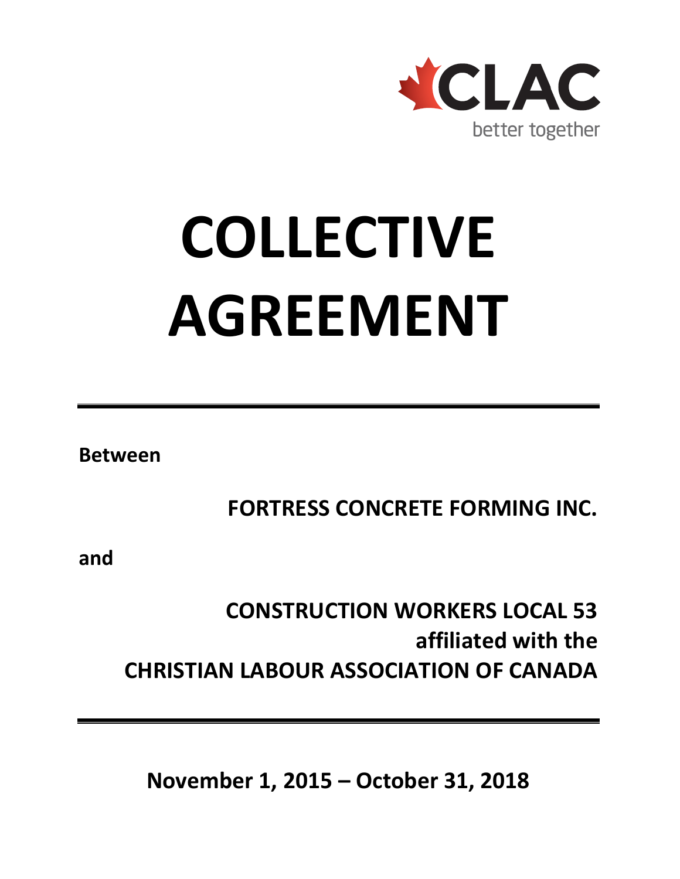CLAC

better together

# COLLECTIVE AGREEMENT

**Between**

**FORTRESS CONCRETE FORMING INC.**

**and**

**CONSTRUCTION WORKERS LOCAL 53**
**affiliated with the**
**CHRISTIAN LABOUR ASSOCIATION OF CANADA**

**November 1, 2015 – October 31, 2018**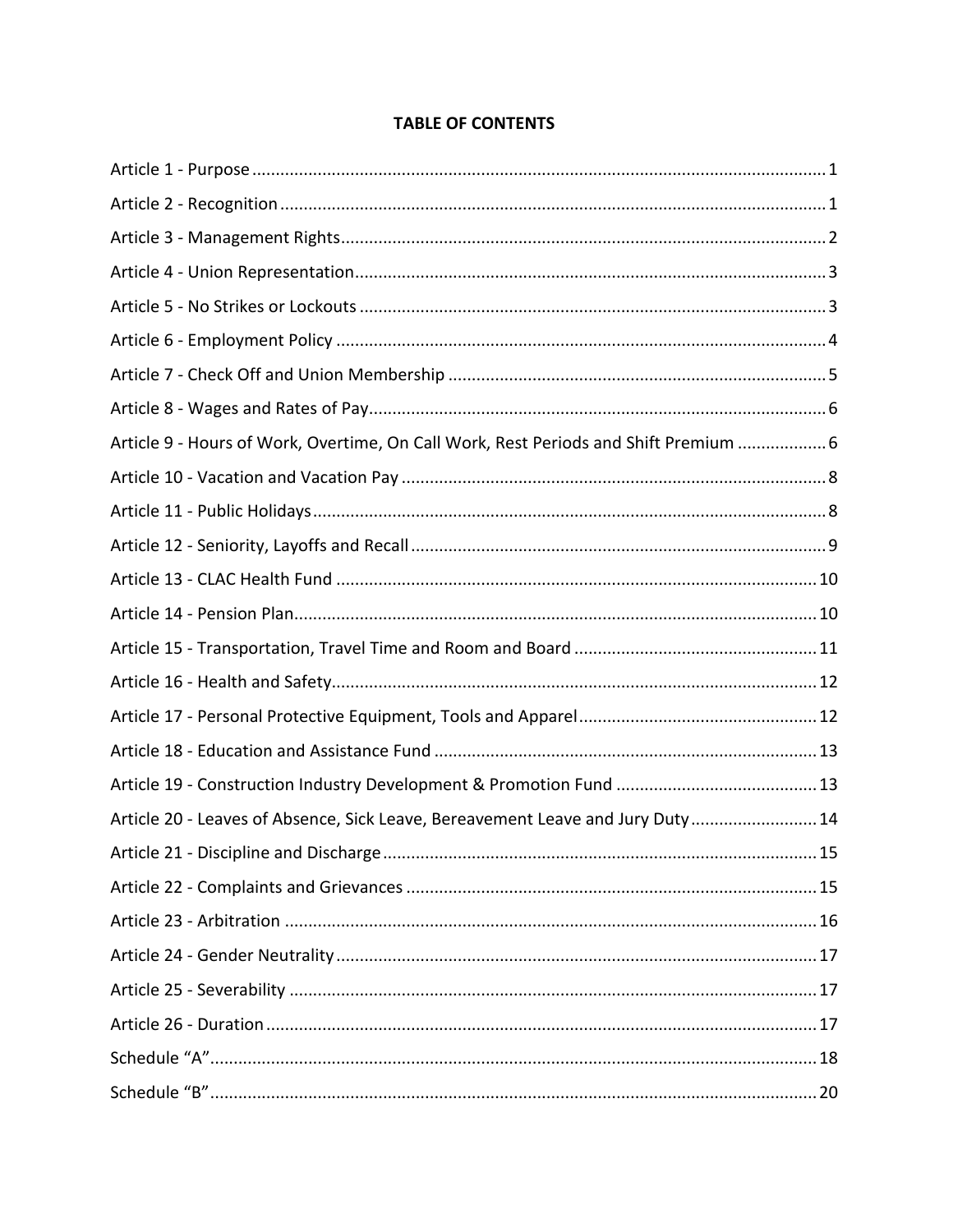**TABLE OF CONTENTS**

Article 1 - Purpose .......... 1
Article 2 - Recognition .......... 1
Article 3 - Management Rights .......... 2
Article 4 - Union Representation .......... 3
Article 5 - No Strikes or Lockouts .......... 3
Article 6 - Employment Policy .......... 4
Article 7 - Check Off and Union Membership .......... 5
Article 8 - Wages and Rates of Pay .......... 6
Article 9 - Hours of Work, Overtime, On Call Work, Rest Periods and Shift Premium .......... 6
Article 10 - Vacation and Vacation Pay .......... 8
Article 11 - Public Holidays .......... 8
Article 12 - Seniority, Layoffs and Recall .......... 9
Article 13 - CLAC Health Fund .......... 10
Article 14 - Pension Plan .......... 10
Article 15 - Transportation, Travel Time and Room and Board .......... 11
Article 16 - Health and Safety .......... 12
Article 17 - Personal Protective Equipment, Tools and Apparel .......... 12
Article 18 - Education and Assistance Fund .......... 13
Article 19 - Construction Industry Development & Promotion Fund .......... 13
Article 20 - Leaves of Absence, Sick Leave, Bereavement Leave and Jury Duty .......... 14
Article 21 - Discipline and Discharge .......... 15
Article 22 - Complaints and Grievances .......... 15
Article 23 - Arbitration .......... 16
Article 24 - Gender Neutrality .......... 17
Article 25 - Severability .......... 17
Article 26 - Duration .......... 17
Schedule "A" .......... 18
Schedule "B" .......... 20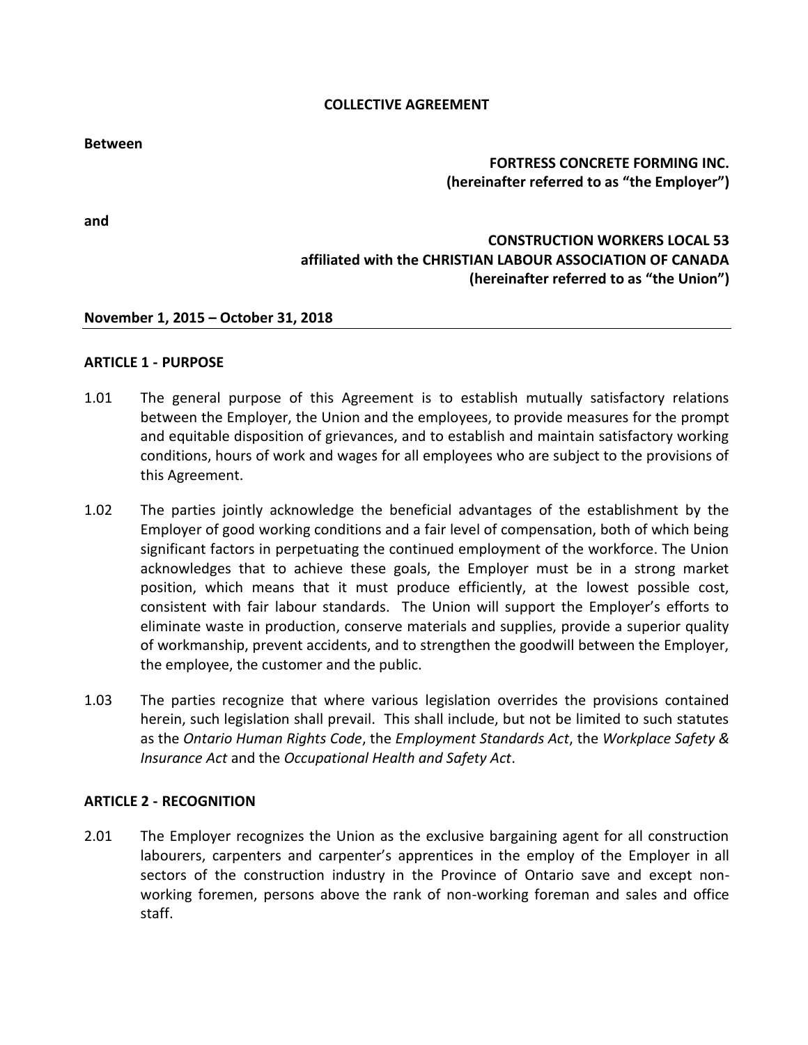# COLLECTIVE AGREEMENT

**Between**

**FORTRESS CONCRETE FORMING INC.**
**(hereinafter referred to as "the Employer")**

**and**

**CONSTRUCTION WORKERS LOCAL 53**
**affiliated with the CHRISTIAN LABOUR ASSOCIATION OF CANADA**
**(hereinafter referred to as "the Union")**

**November 1, 2015 – October 31, 2018**

## ARTICLE 1 - PURPOSE

1.01 The general purpose of this Agreement is to establish mutually satisfactory relations between the Employer, the Union and the employees, to provide measures for the prompt and equitable disposition of grievances, and to establish and maintain satisfactory working conditions, hours of work and wages for all employees who are subject to the provisions of this Agreement.

1.02 The parties jointly acknowledge the beneficial advantages of the establishment by the Employer of good working conditions and a fair level of compensation, both of which being significant factors in perpetuating the continued employment of the workforce. The Union acknowledges that to achieve these goals, the Employer must be in a strong market position, which means that it must produce efficiently, at the lowest possible cost, consistent with fair labour standards. The Union will support the Employer's efforts to eliminate waste in production, conserve materials and supplies, provide a superior quality of workmanship, prevent accidents, and to strengthen the goodwill between the Employer, the employee, the customer and the public.

1.03 The parties recognize that where various legislation overrides the provisions contained herein, such legislation shall prevail. This shall include, but not be limited to such statutes as the *Ontario Human Rights Code*, the *Employment Standards Act*, the *Workplace Safety & Insurance Act* and the *Occupational Health and Safety Act*.

## ARTICLE 2 - RECOGNITION

2.01 The Employer recognizes the Union as the exclusive bargaining agent for all construction labourers, carpenters and carpenter's apprentices in the employ of the Employer in all sectors of the construction industry in the Province of Ontario save and except non-working foremen, persons above the rank of non-working foreman and sales and office staff.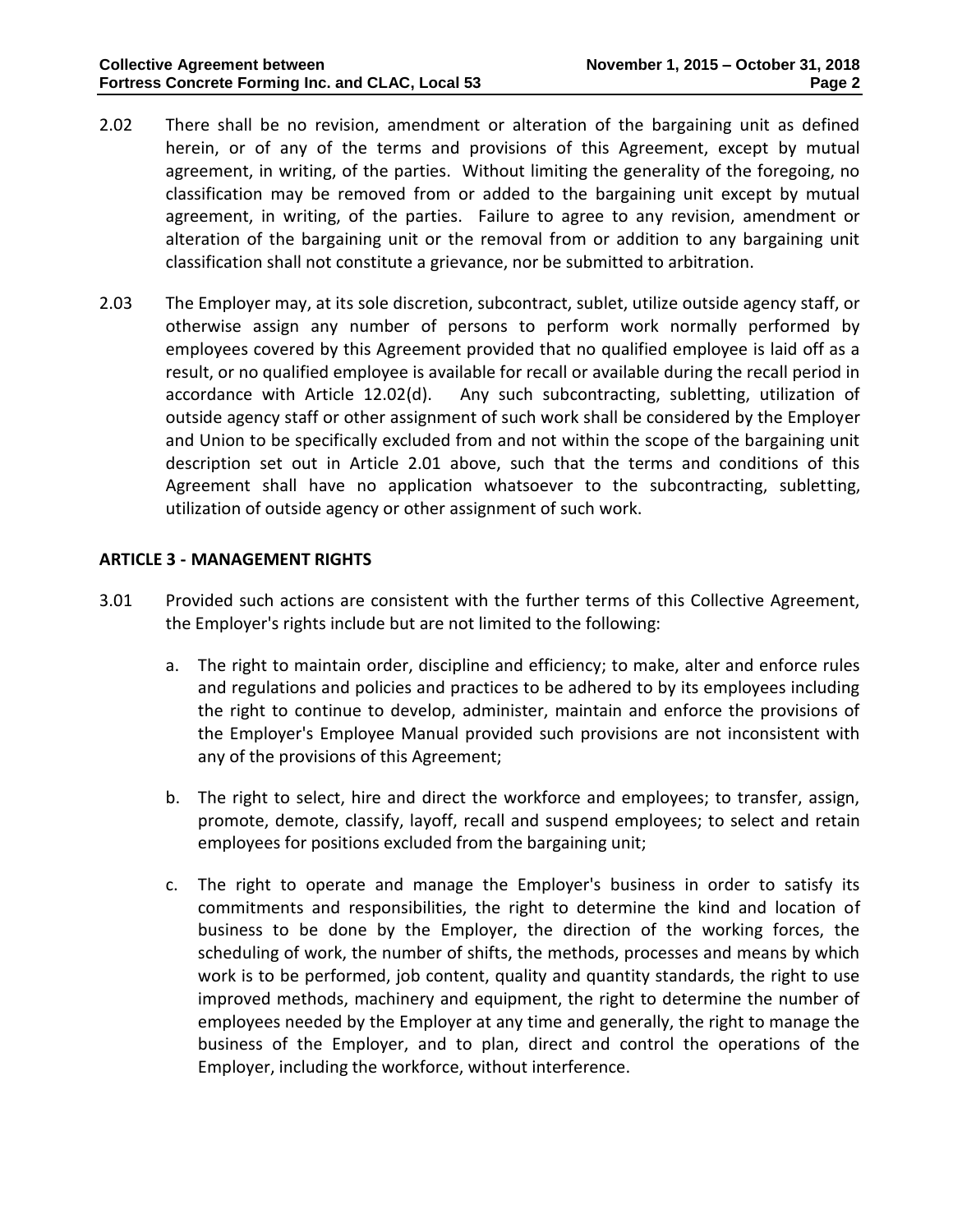2.02 There shall be no revision, amendment or alteration of the bargaining unit as defined herein, or of any of the terms and provisions of this Agreement, except by mutual agreement, in writing, of the parties. Without limiting the generality of the foregoing, no classification may be removed from or added to the bargaining unit except by mutual agreement, in writing, of the parties. Failure to agree to any revision, amendment or alteration of the bargaining unit or the removal from or addition to any bargaining unit classification shall not constitute a grievance, nor be submitted to arbitration.

2.03 The Employer may, at its sole discretion, subcontract, sublet, utilize outside agency staff, or otherwise assign any number of persons to perform work normally performed by employees covered by this Agreement provided that no qualified employee is laid off as a result, or no qualified employee is available for recall or available during the recall period in accordance with Article 12.02(d). Any such subcontracting, subletting, utilization of outside agency staff or other assignment of such work shall be considered by the Employer and Union to be specifically excluded from and not within the scope of the bargaining unit description set out in Article 2.01 above, such that the terms and conditions of this Agreement shall have no application whatsoever to the subcontracting, subletting, utilization of outside agency or other assignment of such work.

## ARTICLE 3 - MANAGEMENT RIGHTS

3.01 Provided such actions are consistent with the further terms of this Collective Agreement, the Employer's rights include but are not limited to the following:

a. The right to maintain order, discipline and efficiency; to make, alter and enforce rules and regulations and policies and practices to be adhered to by its employees including the right to continue to develop, administer, maintain and enforce the provisions of the Employer's Employee Manual provided such provisions are not inconsistent with any of the provisions of this Agreement;

b. The right to select, hire and direct the workforce and employees; to transfer, assign, promote, demote, classify, layoff, recall and suspend employees; to select and retain employees for positions excluded from the bargaining unit;

c. The right to operate and manage the Employer's business in order to satisfy its commitments and responsibilities, the right to determine the kind and location of business to be done by the Employer, the direction of the working forces, the scheduling of work, the number of shifts, the methods, processes and means by which work is to be performed, job content, quality and quantity standards, the right to use improved methods, machinery and equipment, the right to determine the number of employees needed by the Employer at any time and generally, the right to manage the business of the Employer, and to plan, direct and control the operations of the Employer, including the workforce, without interference.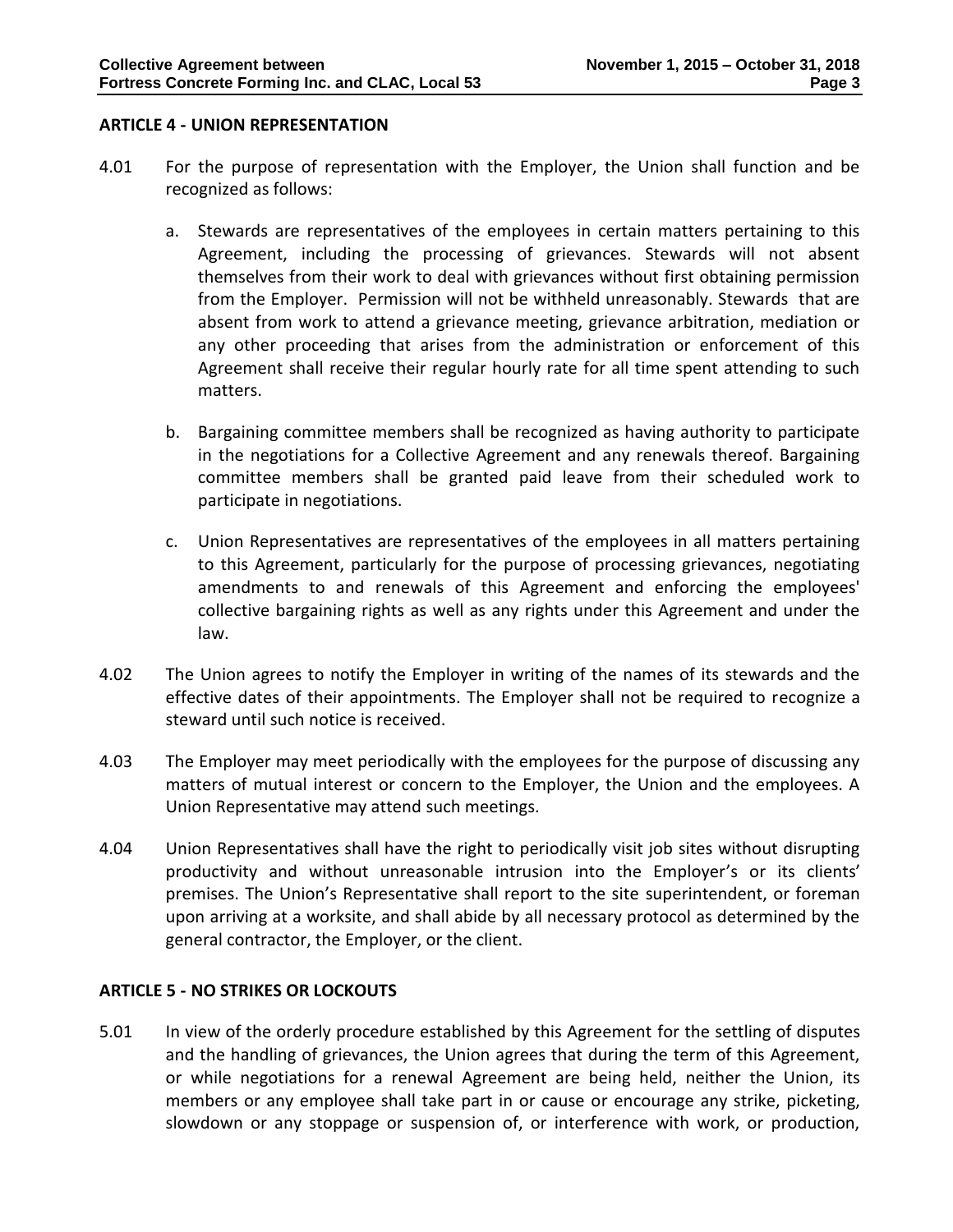## ARTICLE 4 - UNION REPRESENTATION

4.01 For the purpose of representation with the Employer, the Union shall function and be recognized as follows:

a. Stewards are representatives of the employees in certain matters pertaining to this Agreement, including the processing of grievances. Stewards will not absent themselves from their work to deal with grievances without first obtaining permission from the Employer. Permission will not be withheld unreasonably. Stewards that are absent from work to attend a grievance meeting, grievance arbitration, mediation or any other proceeding that arises from the administration or enforcement of this Agreement shall receive their regular hourly rate for all time spent attending to such matters.

b. Bargaining committee members shall be recognized as having authority to participate in the negotiations for a Collective Agreement and any renewals thereof. Bargaining committee members shall be granted paid leave from their scheduled work to participate in negotiations.

c. Union Representatives are representatives of the employees in all matters pertaining to this Agreement, particularly for the purpose of processing grievances, negotiating amendments to and renewals of this Agreement and enforcing the employees' collective bargaining rights as well as any rights under this Agreement and under the law.

4.02 The Union agrees to notify the Employer in writing of the names of its stewards and the effective dates of their appointments. The Employer shall not be required to recognize a steward until such notice is received.

4.03 The Employer may meet periodically with the employees for the purpose of discussing any matters of mutual interest or concern to the Employer, the Union and the employees. A Union Representative may attend such meetings.

4.04 Union Representatives shall have the right to periodically visit job sites without disrupting productivity and without unreasonable intrusion into the Employer's or its clients' premises. The Union's Representative shall report to the site superintendent, or foreman upon arriving at a worksite, and shall abide by all necessary protocol as determined by the general contractor, the Employer, or the client.

## ARTICLE 5 - NO STRIKES OR LOCKOUTS

5.01 In view of the orderly procedure established by this Agreement for the settling of disputes and the handling of grievances, the Union agrees that during the term of this Agreement, or while negotiations for a renewal Agreement are being held, neither the Union, its members or any employee shall take part in or cause or encourage any strike, picketing, slowdown or any stoppage or suspension of, or interference with work, or production,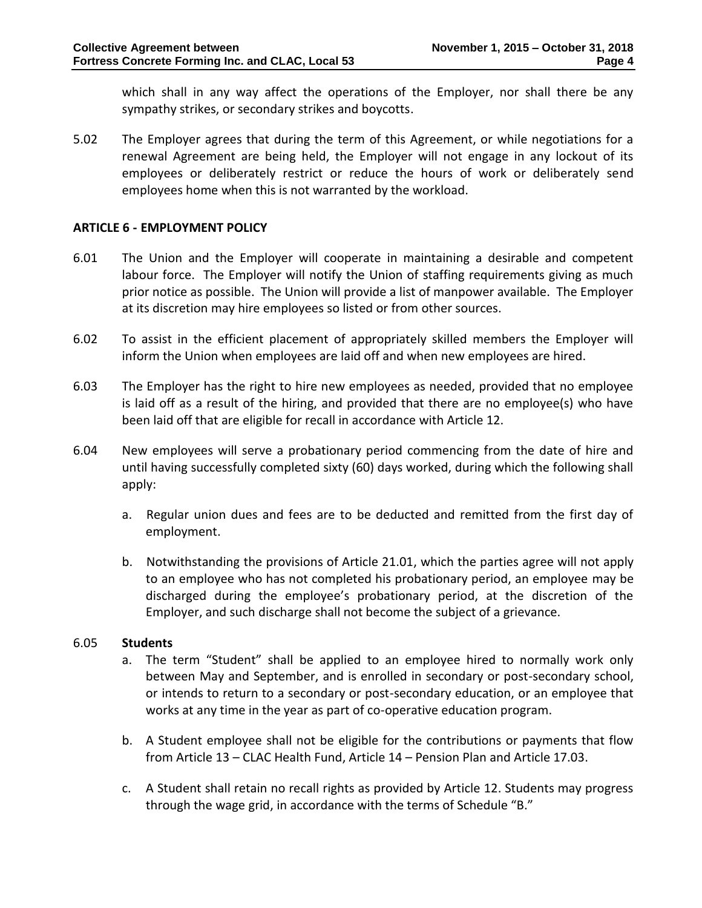which shall in any way affect the operations of the Employer, nor shall there be any sympathy strikes, or secondary strikes and boycotts.

5.02 The Employer agrees that during the term of this Agreement, or while negotiations for a renewal Agreement are being held, the Employer will not engage in any lockout of its employees or deliberately restrict or reduce the hours of work or deliberately send employees home when this is not warranted by the workload.

## ARTICLE 6 - EMPLOYMENT POLICY

6.01 The Union and the Employer will cooperate in maintaining a desirable and competent labour force. The Employer will notify the Union of staffing requirements giving as much prior notice as possible. The Union will provide a list of manpower available. The Employer at its discretion may hire employees so listed or from other sources.

6.02 To assist in the efficient placement of appropriately skilled members the Employer will inform the Union when employees are laid off and when new employees are hired.

6.03 The Employer has the right to hire new employees as needed, provided that no employee is laid off as a result of the hiring, and provided that there are no employee(s) who have been laid off that are eligible for recall in accordance with Article 12.

6.04 New employees will serve a probationary period commencing from the date of hire and until having successfully completed sixty (60) days worked, during which the following shall apply:

a. Regular union dues and fees are to be deducted and remitted from the first day of employment.

b. Notwithstanding the provisions of Article 21.01, which the parties agree will not apply to an employee who has not completed his probationary period, an employee may be discharged during the employee's probationary period, at the discretion of the Employer, and such discharge shall not become the subject of a grievance.

6.05 **Students**

a. The term "Student" shall be applied to an employee hired to normally work only between May and September, and is enrolled in secondary or post-secondary school, or intends to return to a secondary or post-secondary education, or an employee that works at any time in the year as part of co-operative education program.

b. A Student employee shall not be eligible for the contributions or payments that flow from Article 13 – CLAC Health Fund, Article 14 – Pension Plan and Article 17.03.

c. A Student shall retain no recall rights as provided by Article 12. Students may progress through the wage grid, in accordance with the terms of Schedule "B."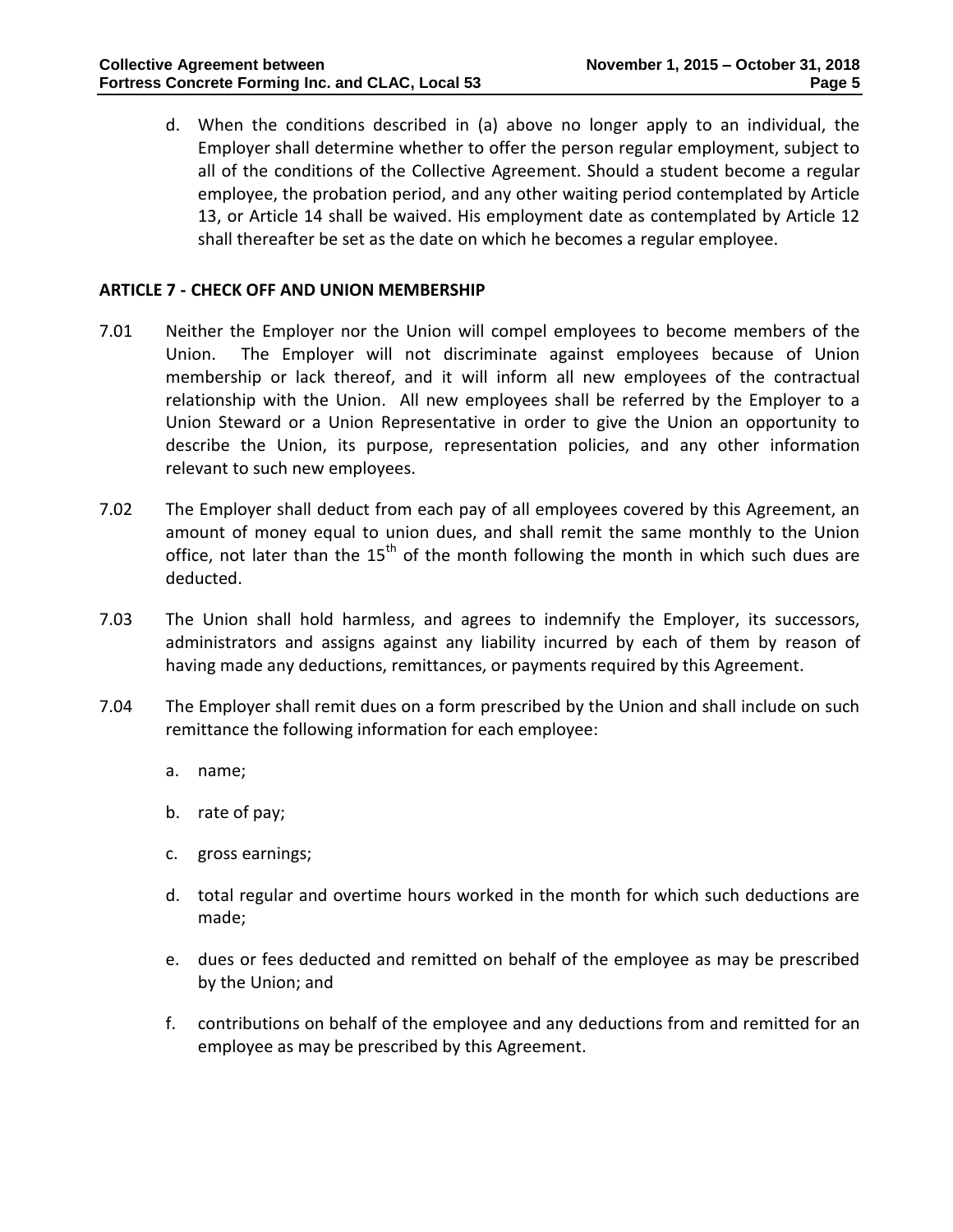d. When the conditions described in (a) above no longer apply to an individual, the Employer shall determine whether to offer the person regular employment, subject to all of the conditions of the Collective Agreement. Should a student become a regular employee, the probation period, and any other waiting period contemplated by Article 13, or Article 14 shall be waived. His employment date as contemplated by Article 12 shall thereafter be set as the date on which he becomes a regular employee.

## ARTICLE 7 - CHECK OFF AND UNION MEMBERSHIP

7.01 Neither the Employer nor the Union will compel employees to become members of the Union. The Employer will not discriminate against employees because of Union membership or lack thereof, and it will inform all new employees of the contractual relationship with the Union. All new employees shall be referred by the Employer to a Union Steward or a Union Representative in order to give the Union an opportunity to describe the Union, its purpose, representation policies, and any other information relevant to such new employees.

7.02 The Employer shall deduct from each pay of all employees covered by this Agreement, an amount of money equal to union dues, and shall remit the same monthly to the Union office, not later than the 15th of the month following the month in which such dues are deducted.

7.03 The Union shall hold harmless, and agrees to indemnify the Employer, its successors, administrators and assigns against any liability incurred by each of them by reason of having made any deductions, remittances, or payments required by this Agreement.

7.04 The Employer shall remit dues on a form prescribed by the Union and shall include on such remittance the following information for each employee:

a. name;

b. rate of pay;

c. gross earnings;

d. total regular and overtime hours worked in the month for which such deductions are made;

e. dues or fees deducted and remitted on behalf of the employee as may be prescribed by the Union; and

f. contributions on behalf of the employee and any deductions from and remitted for an employee as may be prescribed by this Agreement.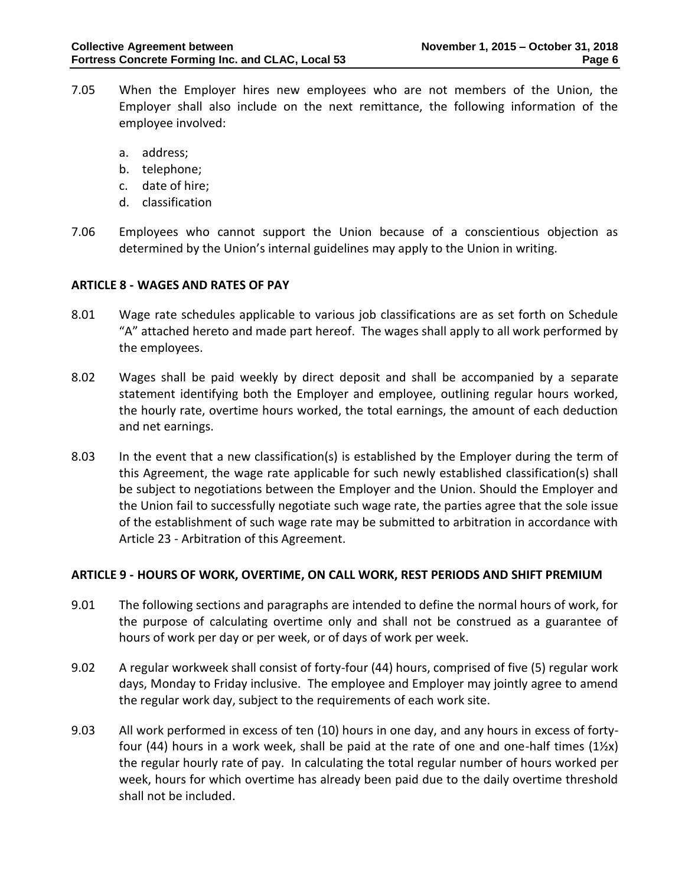7.05 When the Employer hires new employees who are not members of the Union, the Employer shall also include on the next remittance, the following information of the employee involved:

a. address;
b. telephone;
c. date of hire;
d. classification

7.06 Employees who cannot support the Union because of a conscientious objection as determined by the Union's internal guidelines may apply to the Union in writing.

## ARTICLE 8 - WAGES AND RATES OF PAY

8.01 Wage rate schedules applicable to various job classifications are as set forth on Schedule "A" attached hereto and made part hereof. The wages shall apply to all work performed by the employees.

8.02 Wages shall be paid weekly by direct deposit and shall be accompanied by a separate statement identifying both the Employer and employee, outlining regular hours worked, the hourly rate, overtime hours worked, the total earnings, the amount of each deduction and net earnings.

8.03 In the event that a new classification(s) is established by the Employer during the term of this Agreement, the wage rate applicable for such newly established classification(s) shall be subject to negotiations between the Employer and the Union. Should the Employer and the Union fail to successfully negotiate such wage rate, the parties agree that the sole issue of the establishment of such wage rate may be submitted to arbitration in accordance with Article 23 - Arbitration of this Agreement.

## ARTICLE 9 - HOURS OF WORK, OVERTIME, ON CALL WORK, REST PERIODS AND SHIFT PREMIUM

9.01 The following sections and paragraphs are intended to define the normal hours of work, for the purpose of calculating overtime only and shall not be construed as a guarantee of hours of work per day or per week, or of days of work per week.

9.02 A regular workweek shall consist of forty-four (44) hours, comprised of five (5) regular work days, Monday to Friday inclusive. The employee and Employer may jointly agree to amend the regular work day, subject to the requirements of each work site.

9.03 All work performed in excess of ten (10) hours in one day, and any hours in excess of forty-four (44) hours in a work week, shall be paid at the rate of one and one-half times (1½x) the regular hourly rate of pay. In calculating the total regular number of hours worked per week, hours for which overtime has already been paid due to the daily overtime threshold shall not be included.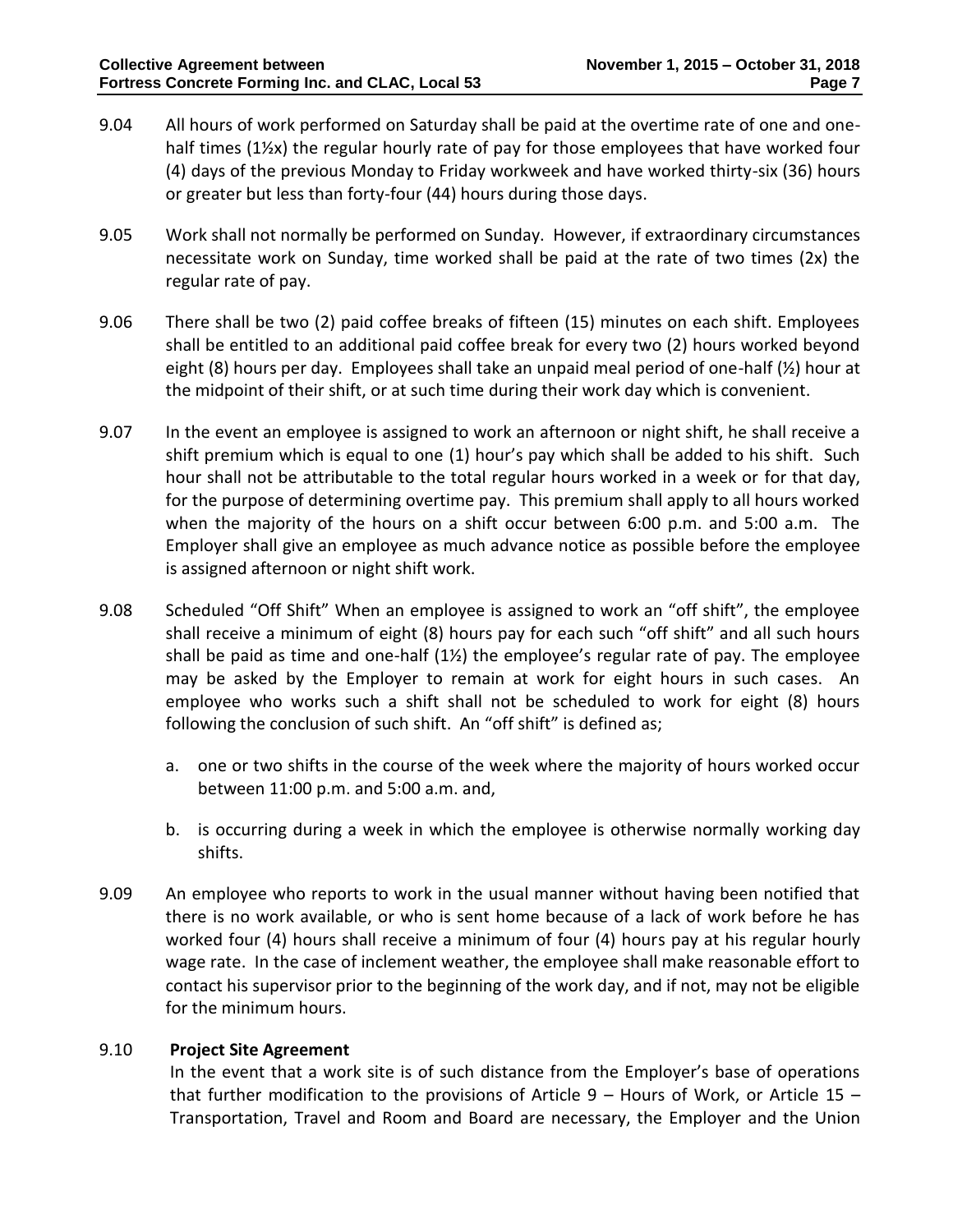9.04 All hours of work performed on Saturday shall be paid at the overtime rate of one and one-half times (1½x) the regular hourly rate of pay for those employees that have worked four (4) days of the previous Monday to Friday workweek and have worked thirty-six (36) hours or greater but less than forty-four (44) hours during those days.

9.05 Work shall not normally be performed on Sunday. However, if extraordinary circumstances necessitate work on Sunday, time worked shall be paid at the rate of two times (2x) the regular rate of pay.

9.06 There shall be two (2) paid coffee breaks of fifteen (15) minutes on each shift. Employees shall be entitled to an additional paid coffee break for every two (2) hours worked beyond eight (8) hours per day. Employees shall take an unpaid meal period of one-half (½) hour at the midpoint of their shift, or at such time during their work day which is convenient.

9.07 In the event an employee is assigned to work an afternoon or night shift, he shall receive a shift premium which is equal to one (1) hour's pay which shall be added to his shift. Such hour shall not be attributable to the total regular hours worked in a week or for that day, for the purpose of determining overtime pay. This premium shall apply to all hours worked when the majority of the hours on a shift occur between 6:00 p.m. and 5:00 a.m. The Employer shall give an employee as much advance notice as possible before the employee is assigned afternoon or night shift work.

9.08 Scheduled "Off Shift" When an employee is assigned to work an "off shift", the employee shall receive a minimum of eight (8) hours pay for each such "off shift" and all such hours shall be paid as time and one-half (1½) the employee's regular rate of pay. The employee may be asked by the Employer to remain at work for eight hours in such cases. An employee who works such a shift shall not be scheduled to work for eight (8) hours following the conclusion of such shift. An "off shift" is defined as;

   a. one or two shifts in the course of the week where the majority of hours worked occur between 11:00 p.m. and 5:00 a.m. and,

   b. is occurring during a week in which the employee is otherwise normally working day shifts.

9.09 An employee who reports to work in the usual manner without having been notified that there is no work available, or who is sent home because of a lack of work before he has worked four (4) hours shall receive a minimum of four (4) hours pay at his regular hourly wage rate. In the case of inclement weather, the employee shall make reasonable effort to contact his supervisor prior to the beginning of the work day, and if not, may not be eligible for the minimum hours.

9.10 **Project Site Agreement**

In the event that a work site is of such distance from the Employer's base of operations that further modification to the provisions of Article 9 – Hours of Work, or Article 15 – Transportation, Travel and Room and Board are necessary, the Employer and the Union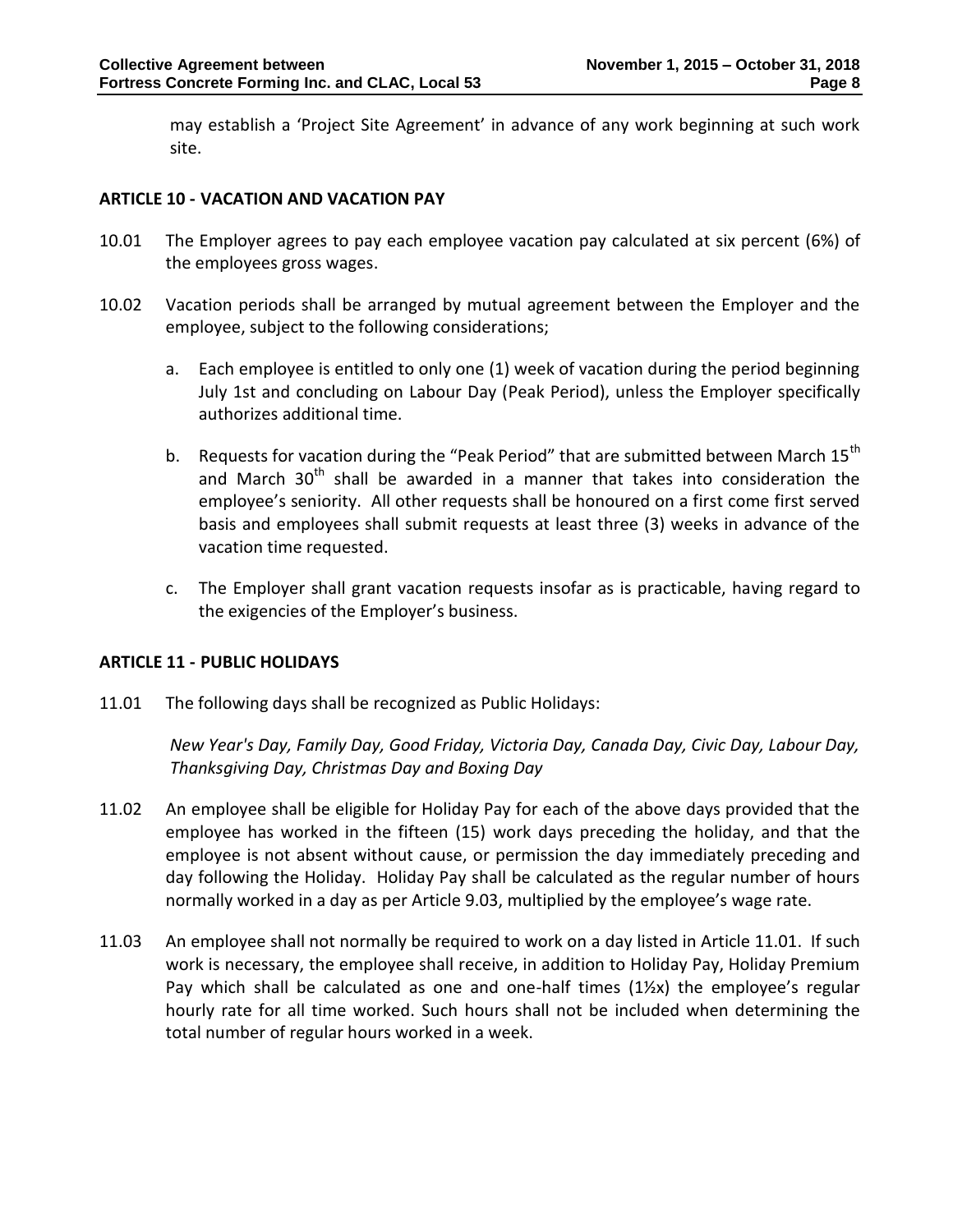may establish a 'Project Site Agreement' in advance of any work beginning at such work site.

### ARTICLE 10 - VACATION AND VACATION PAY

10.01 The Employer agrees to pay each employee vacation pay calculated at six percent (6%) of the employees gross wages.

10.02 Vacation periods shall be arranged by mutual agreement between the Employer and the employee, subject to the following considerations;

a. Each employee is entitled to only one (1) week of vacation during the period beginning July 1st and concluding on Labour Day (Peak Period), unless the Employer specifically authorizes additional time.

b. Requests for vacation during the "Peak Period" that are submitted between March 15th and March 30th shall be awarded in a manner that takes into consideration the employee's seniority. All other requests shall be honoured on a first come first served basis and employees shall submit requests at least three (3) weeks in advance of the vacation time requested.

c. The Employer shall grant vacation requests insofar as is practicable, having regard to the exigencies of the Employer's business.

### ARTICLE 11 - PUBLIC HOLIDAYS

11.01 The following days shall be recognized as Public Holidays:

*New Year's Day, Family Day, Good Friday, Victoria Day, Canada Day, Civic Day, Labour Day, Thanksgiving Day, Christmas Day and Boxing Day*

11.02 An employee shall be eligible for Holiday Pay for each of the above days provided that the employee has worked in the fifteen (15) work days preceding the holiday, and that the employee is not absent without cause, or permission the day immediately preceding and day following the Holiday. Holiday Pay shall be calculated as the regular number of hours normally worked in a day as per Article 9.03, multiplied by the employee's wage rate.

11.03 An employee shall not normally be required to work on a day listed in Article 11.01. If such work is necessary, the employee shall receive, in addition to Holiday Pay, Holiday Premium Pay which shall be calculated as one and one-half times (1½x) the employee's regular hourly rate for all time worked. Such hours shall not be included when determining the total number of regular hours worked in a week.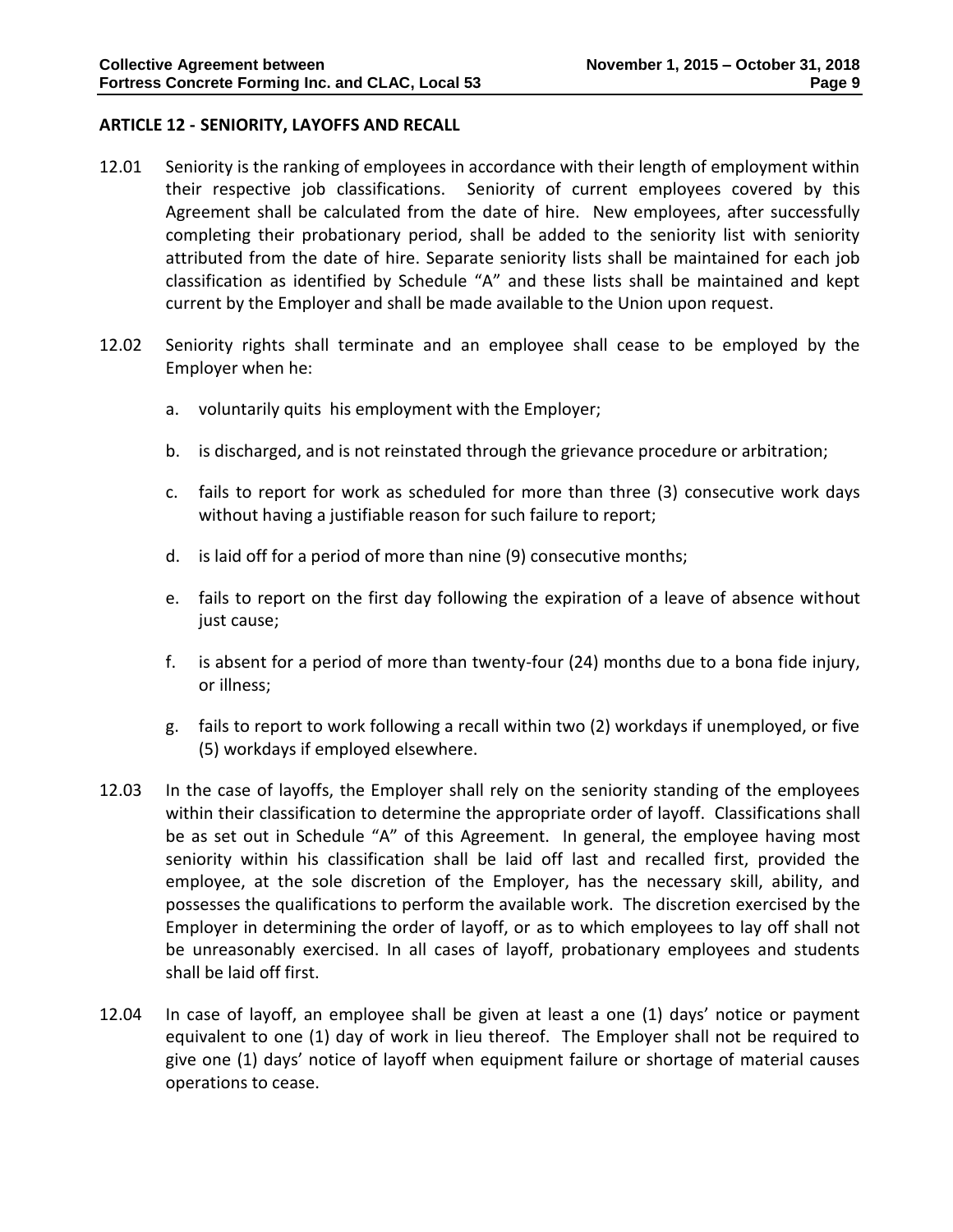## ARTICLE 12 - SENIORITY, LAYOFFS AND RECALL

12.01 Seniority is the ranking of employees in accordance with their length of employment within their respective job classifications. Seniority of current employees covered by this Agreement shall be calculated from the date of hire. New employees, after successfully completing their probationary period, shall be added to the seniority list with seniority attributed from the date of hire. Separate seniority lists shall be maintained for each job classification as identified by Schedule "A" and these lists shall be maintained and kept current by the Employer and shall be made available to the Union upon request.

12.02 Seniority rights shall terminate and an employee shall cease to be employed by the Employer when he:

a. voluntarily quits his employment with the Employer;

b. is discharged, and is not reinstated through the grievance procedure or arbitration;

c. fails to report for work as scheduled for more than three (3) consecutive work days without having a justifiable reason for such failure to report;

d. is laid off for a period of more than nine (9) consecutive months;

e. fails to report on the first day following the expiration of a leave of absence without just cause;

f. is absent for a period of more than twenty-four (24) months due to a bona fide injury, or illness;

g. fails to report to work following a recall within two (2) workdays if unemployed, or five (5) workdays if employed elsewhere.

12.03 In the case of layoffs, the Employer shall rely on the seniority standing of the employees within their classification to determine the appropriate order of layoff. Classifications shall be as set out in Schedule "A" of this Agreement. In general, the employee having most seniority within his classification shall be laid off last and recalled first, provided the employee, at the sole discretion of the Employer, has the necessary skill, ability, and possesses the qualifications to perform the available work. The discretion exercised by the Employer in determining the order of layoff, or as to which employees to lay off shall not be unreasonably exercised. In all cases of layoff, probationary employees and students shall be laid off first.

12.04 In case of layoff, an employee shall be given at least a one (1) days' notice or payment equivalent to one (1) day of work in lieu thereof. The Employer shall not be required to give one (1) days' notice of layoff when equipment failure or shortage of material causes operations to cease.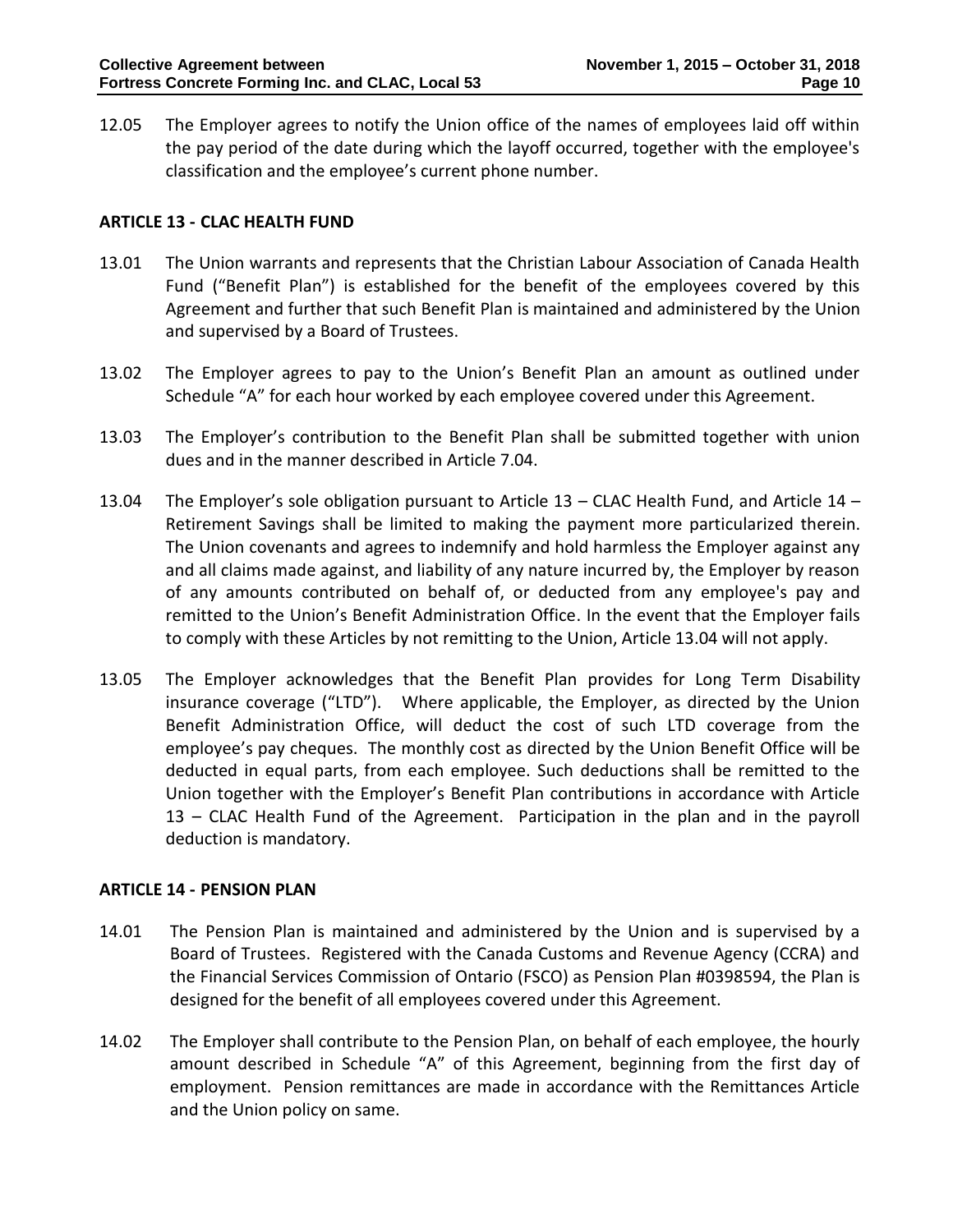12.05 The Employer agrees to notify the Union office of the names of employees laid off within the pay period of the date during which the layoff occurred, together with the employee's classification and the employee's current phone number.

## ARTICLE 13 - CLAC HEALTH FUND

13.01 The Union warrants and represents that the Christian Labour Association of Canada Health Fund ("Benefit Plan") is established for the benefit of the employees covered by this Agreement and further that such Benefit Plan is maintained and administered by the Union and supervised by a Board of Trustees.

13.02 The Employer agrees to pay to the Union's Benefit Plan an amount as outlined under Schedule "A" for each hour worked by each employee covered under this Agreement.

13.03 The Employer's contribution to the Benefit Plan shall be submitted together with union dues and in the manner described in Article 7.04.

13.04 The Employer's sole obligation pursuant to Article 13 – CLAC Health Fund, and Article 14 – Retirement Savings shall be limited to making the payment more particularized therein. The Union covenants and agrees to indemnify and hold harmless the Employer against any and all claims made against, and liability of any nature incurred by, the Employer by reason of any amounts contributed on behalf of, or deducted from any employee's pay and remitted to the Union's Benefit Administration Office. In the event that the Employer fails to comply with these Articles by not remitting to the Union, Article 13.04 will not apply.

13.05 The Employer acknowledges that the Benefit Plan provides for Long Term Disability insurance coverage ("LTD"). Where applicable, the Employer, as directed by the Union Benefit Administration Office, will deduct the cost of such LTD coverage from the employee's pay cheques. The monthly cost as directed by the Union Benefit Office will be deducted in equal parts, from each employee. Such deductions shall be remitted to the Union together with the Employer's Benefit Plan contributions in accordance with Article 13 – CLAC Health Fund of the Agreement. Participation in the plan and in the payroll deduction is mandatory.

## ARTICLE 14 - PENSION PLAN

14.01 The Pension Plan is maintained and administered by the Union and is supervised by a Board of Trustees. Registered with the Canada Customs and Revenue Agency (CCRA) and the Financial Services Commission of Ontario (FSCO) as Pension Plan #0398594, the Plan is designed for the benefit of all employees covered under this Agreement.

14.02 The Employer shall contribute to the Pension Plan, on behalf of each employee, the hourly amount described in Schedule "A" of this Agreement, beginning from the first day of employment. Pension remittances are made in accordance with the Remittances Article and the Union policy on same.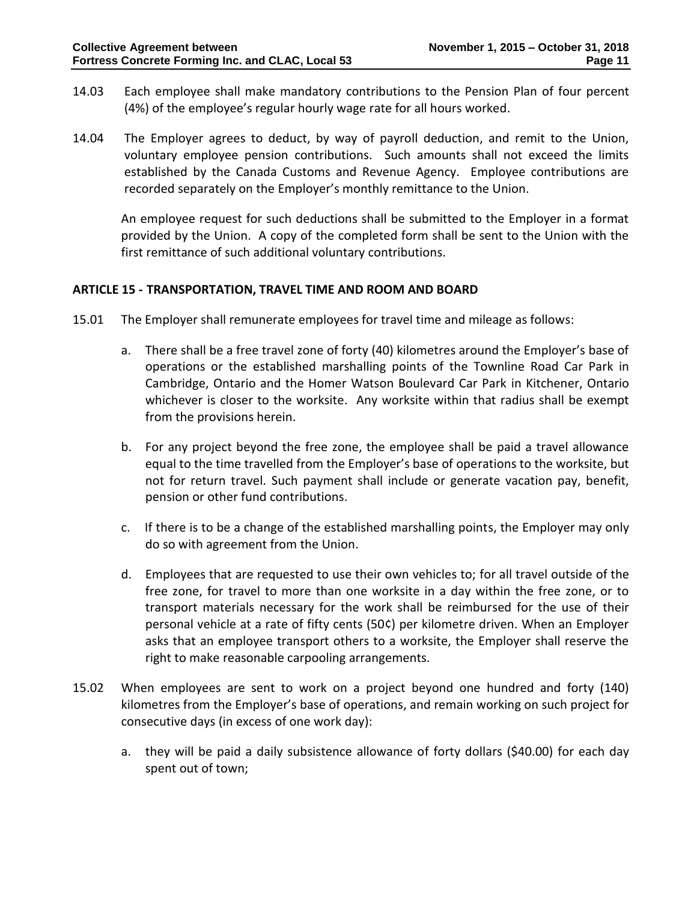14.03 Each employee shall make mandatory contributions to the Pension Plan of four percent (4%) of the employee's regular hourly wage rate for all hours worked.

14.04 The Employer agrees to deduct, by way of payroll deduction, and remit to the Union, voluntary employee pension contributions. Such amounts shall not exceed the limits established by the Canada Customs and Revenue Agency. Employee contributions are recorded separately on the Employer's monthly remittance to the Union.

An employee request for such deductions shall be submitted to the Employer in a format provided by the Union. A copy of the completed form shall be sent to the Union with the first remittance of such additional voluntary contributions.

**ARTICLE 15 - TRANSPORTATION, TRAVEL TIME AND ROOM AND BOARD**

15.01 The Employer shall remunerate employees for travel time and mileage as follows:

a. There shall be a free travel zone of forty (40) kilometres around the Employer's base of operations or the established marshalling points of the Townline Road Car Park in Cambridge, Ontario and the Homer Watson Boulevard Car Park in Kitchener, Ontario whichever is closer to the worksite. Any worksite within that radius shall be exempt from the provisions herein.

b. For any project beyond the free zone, the employee shall be paid a travel allowance equal to the time travelled from the Employer's base of operations to the worksite, but not for return travel. Such payment shall include or generate vacation pay, benefit, pension or other fund contributions.

c. If there is to be a change of the established marshalling points, the Employer may only do so with agreement from the Union.

d. Employees that are requested to use their own vehicles to; for all travel outside of the free zone, for travel to more than one worksite in a day within the free zone, or to transport materials necessary for the work shall be reimbursed for the use of their personal vehicle at a rate of fifty cents (50¢) per kilometre driven. When an Employer asks that an employee transport others to a worksite, the Employer shall reserve the right to make reasonable carpooling arrangements.

15.02 When employees are sent to work on a project beyond one hundred and forty (140) kilometres from the Employer's base of operations, and remain working on such project for consecutive days (in excess of one work day):

a. they will be paid a daily subsistence allowance of forty dollars ($40.00) for each day spent out of town;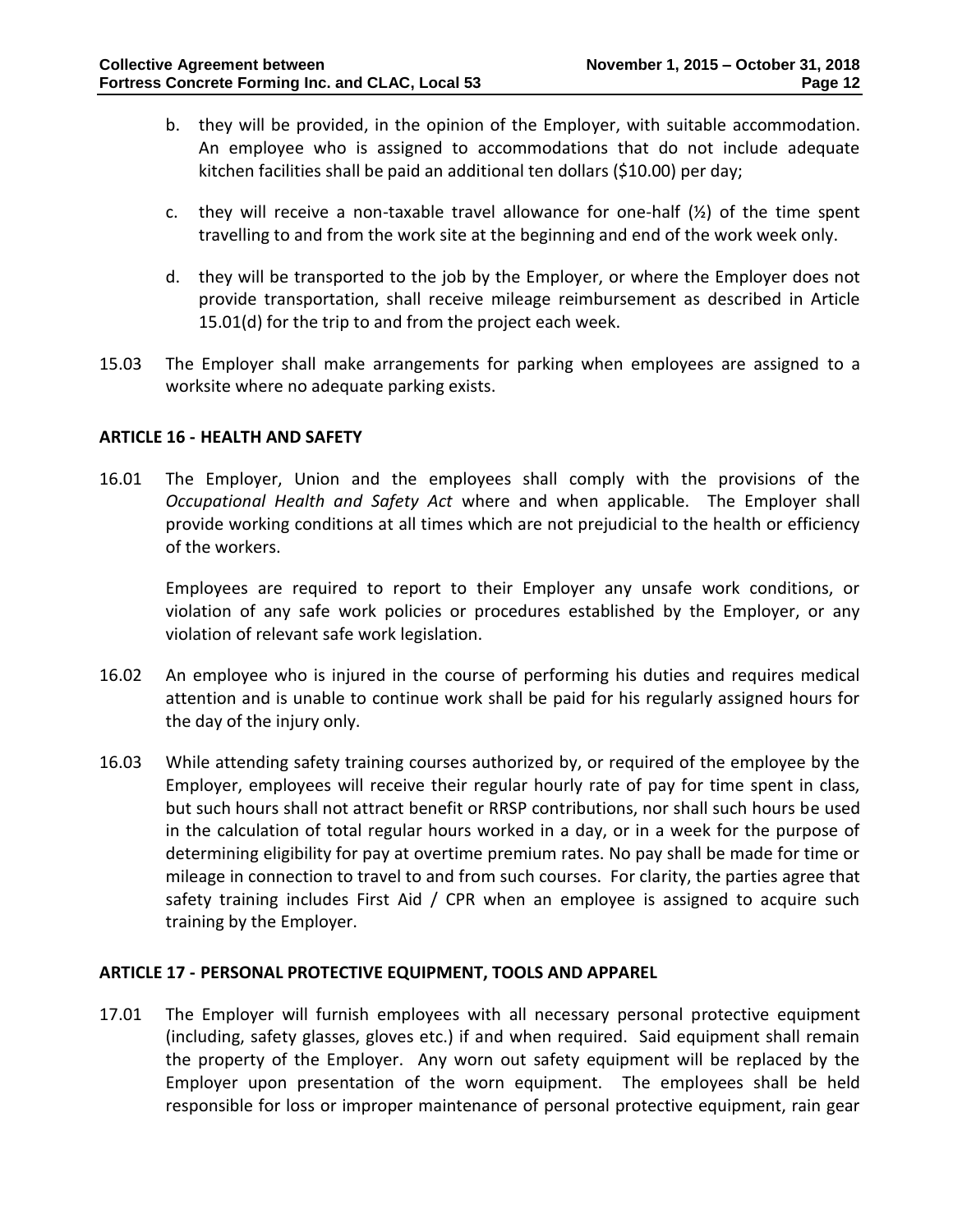b. they will be provided, in the opinion of the Employer, with suitable accommodation. An employee who is assigned to accommodations that do not include adequate kitchen facilities shall be paid an additional ten dollars ($10.00) per day;

c. they will receive a non-taxable travel allowance for one-half (½) of the time spent travelling to and from the work site at the beginning and end of the work week only.

d. they will be transported to the job by the Employer, or where the Employer does not provide transportation, shall receive mileage reimbursement as described in Article 15.01(d) for the trip to and from the project each week.

15.03 The Employer shall make arrangements for parking when employees are assigned to a worksite where no adequate parking exists.

### ARTICLE 16 - HEALTH AND SAFETY

16.01 The Employer, Union and the employees shall comply with the provisions of the *Occupational Health and Safety Act* where and when applicable. The Employer shall provide working conditions at all times which are not prejudicial to the health or efficiency of the workers.

Employees are required to report to their Employer any unsafe work conditions, or violation of any safe work policies or procedures established by the Employer, or any violation of relevant safe work legislation.

16.02 An employee who is injured in the course of performing his duties and requires medical attention and is unable to continue work shall be paid for his regularly assigned hours for the day of the injury only.

16.03 While attending safety training courses authorized by, or required of the employee by the Employer, employees will receive their regular hourly rate of pay for time spent in class, but such hours shall not attract benefit or RRSP contributions, nor shall such hours be used in the calculation of total regular hours worked in a day, or in a week for the purpose of determining eligibility for pay at overtime premium rates. No pay shall be made for time or mileage in connection to travel to and from such courses. For clarity, the parties agree that safety training includes First Aid / CPR when an employee is assigned to acquire such training by the Employer.

### ARTICLE 17 - PERSONAL PROTECTIVE EQUIPMENT, TOOLS AND APPAREL

17.01 The Employer will furnish employees with all necessary personal protective equipment (including, safety glasses, gloves etc.) if and when required. Said equipment shall remain the property of the Employer. Any worn out safety equipment will be replaced by the Employer upon presentation of the worn equipment. The employees shall be held responsible for loss or improper maintenance of personal protective equipment, rain gear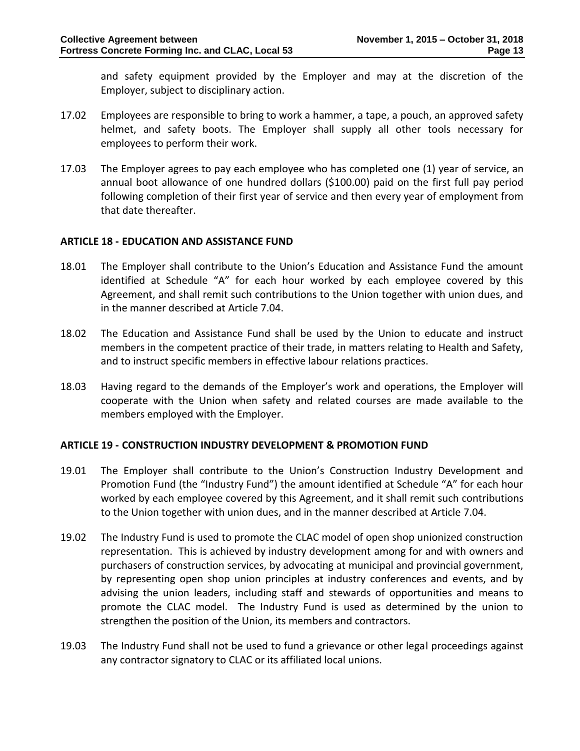and safety equipment provided by the Employer and may at the discretion of the Employer, subject to disciplinary action.

17.02 Employees are responsible to bring to work a hammer, a tape, a pouch, an approved safety helmet, and safety boots. The Employer shall supply all other tools necessary for employees to perform their work.

17.03 The Employer agrees to pay each employee who has completed one (1) year of service, an annual boot allowance of one hundred dollars ($100.00) paid on the first full pay period following completion of their first year of service and then every year of employment from that date thereafter.

## ARTICLE 18 - EDUCATION AND ASSISTANCE FUND

18.01 The Employer shall contribute to the Union's Education and Assistance Fund the amount identified at Schedule "A" for each hour worked by each employee covered by this Agreement, and shall remit such contributions to the Union together with union dues, and in the manner described at Article 7.04.

18.02 The Education and Assistance Fund shall be used by the Union to educate and instruct members in the competent practice of their trade, in matters relating to Health and Safety, and to instruct specific members in effective labour relations practices.

18.03 Having regard to the demands of the Employer's work and operations, the Employer will cooperate with the Union when safety and related courses are made available to the members employed with the Employer.

## ARTICLE 19 - CONSTRUCTION INDUSTRY DEVELOPMENT & PROMOTION FUND

19.01 The Employer shall contribute to the Union's Construction Industry Development and Promotion Fund (the "Industry Fund") the amount identified at Schedule "A" for each hour worked by each employee covered by this Agreement, and it shall remit such contributions to the Union together with union dues, and in the manner described at Article 7.04.

19.02 The Industry Fund is used to promote the CLAC model of open shop unionized construction representation. This is achieved by industry development among for and with owners and purchasers of construction services, by advocating at municipal and provincial government, by representing open shop union principles at industry conferences and events, and by advising the union leaders, including staff and stewards of opportunities and means to promote the CLAC model. The Industry Fund is used as determined by the union to strengthen the position of the Union, its members and contractors.

19.03 The Industry Fund shall not be used to fund a grievance or other legal proceedings against any contractor signatory to CLAC or its affiliated local unions.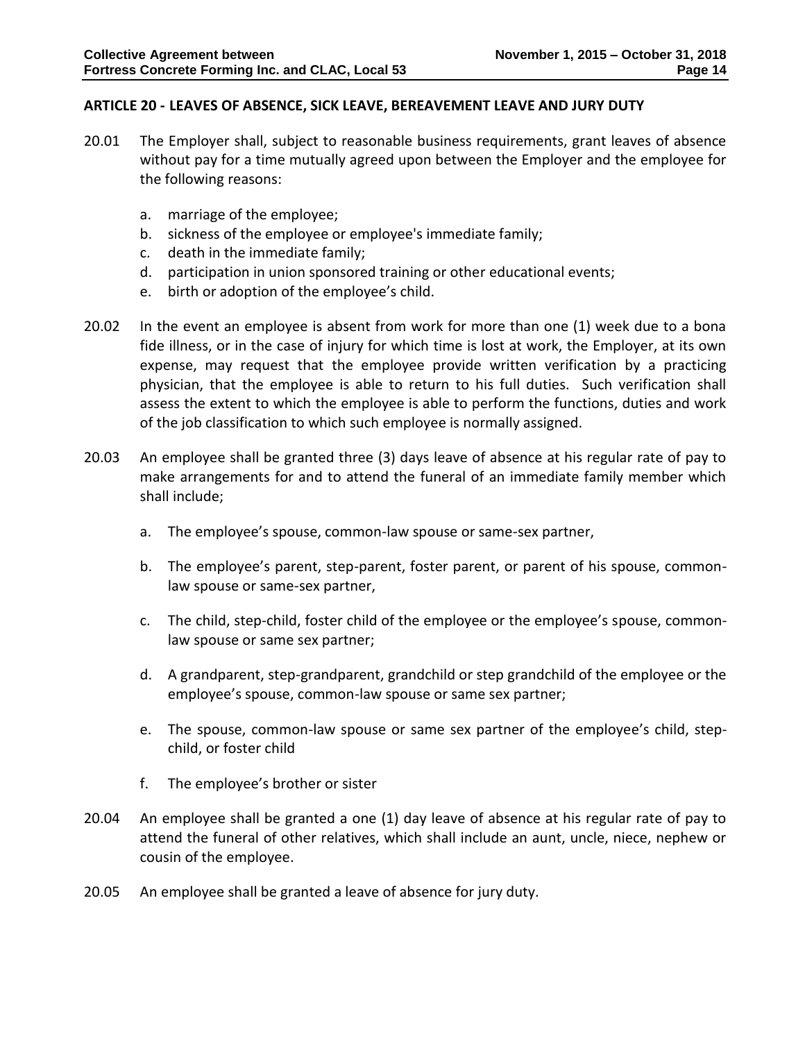## ARTICLE 20 - LEAVES OF ABSENCE, SICK LEAVE, BEREAVEMENT LEAVE AND JURY DUTY

20.01 The Employer shall, subject to reasonable business requirements, grant leaves of absence without pay for a time mutually agreed upon between the Employer and the employee for the following reasons:

a. marriage of the employee;
b. sickness of the employee or employee's immediate family;
c. death in the immediate family;
d. participation in union sponsored training or other educational events;
e. birth or adoption of the employee's child.

20.02 In the event an employee is absent from work for more than one (1) week due to a bona fide illness, or in the case of injury for which time is lost at work, the Employer, at its own expense, may request that the employee provide written verification by a practicing physician, that the employee is able to return to his full duties. Such verification shall assess the extent to which the employee is able to perform the functions, duties and work of the job classification to which such employee is normally assigned.

20.03 An employee shall be granted three (3) days leave of absence at his regular rate of pay to make arrangements for and to attend the funeral of an immediate family member which shall include;

a. The employee's spouse, common-law spouse or same-sex partner,

b. The employee's parent, step-parent, foster parent, or parent of his spouse, common-law spouse or same-sex partner,

c. The child, step-child, foster child of the employee or the employee's spouse, common-law spouse or same sex partner;

d. A grandparent, step-grandparent, grandchild or step grandchild of the employee or the employee's spouse, common-law spouse or same sex partner;

e. The spouse, common-law spouse or same sex partner of the employee's child, step-child, or foster child

f. The employee's brother or sister

20.04 An employee shall be granted a one (1) day leave of absence at his regular rate of pay to attend the funeral of other relatives, which shall include an aunt, uncle, niece, nephew or cousin of the employee.

20.05 An employee shall be granted a leave of absence for jury duty.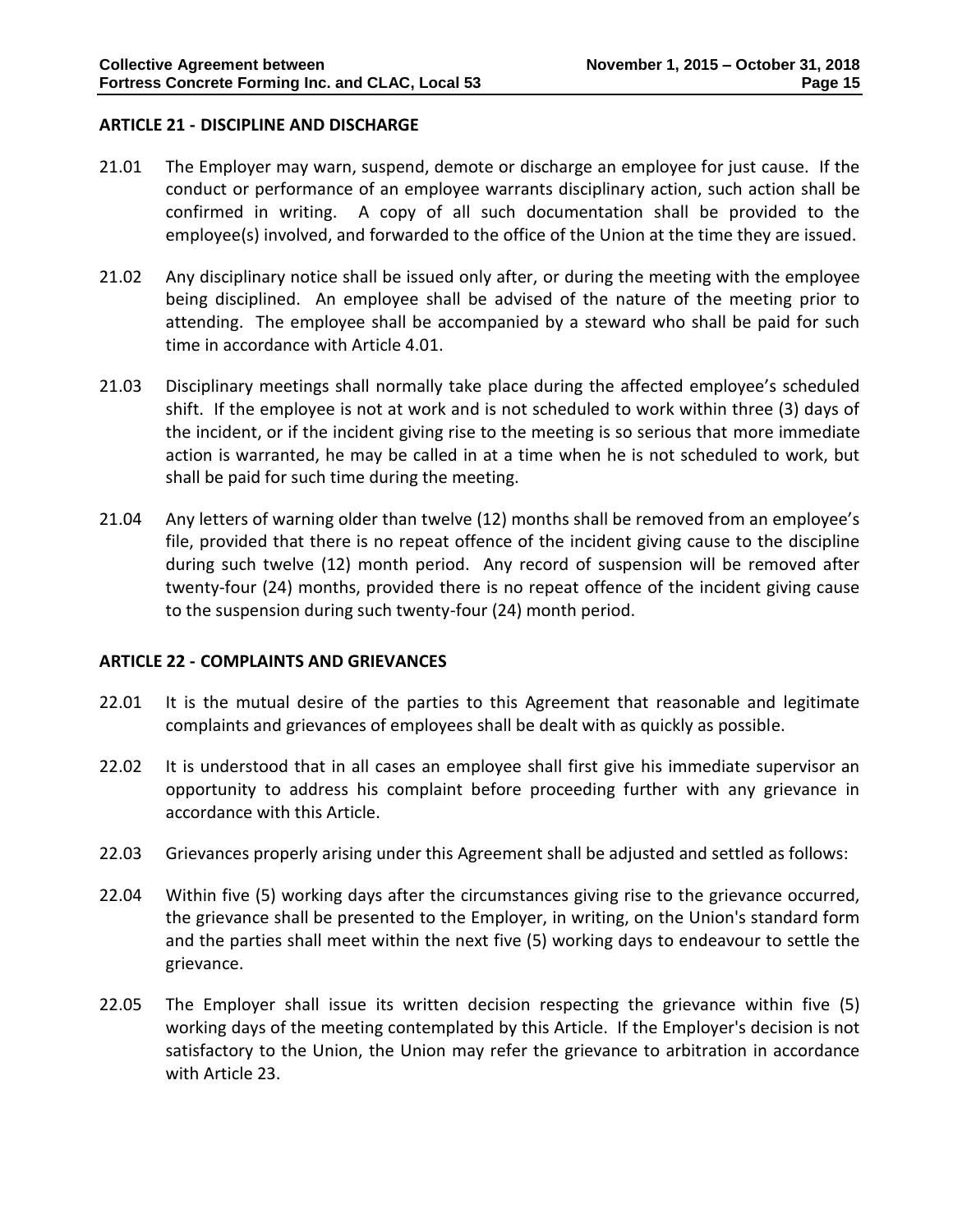## ARTICLE 21 - DISCIPLINE AND DISCHARGE

21.01 The Employer may warn, suspend, demote or discharge an employee for just cause. If the conduct or performance of an employee warrants disciplinary action, such action shall be confirmed in writing. A copy of all such documentation shall be provided to the employee(s) involved, and forwarded to the office of the Union at the time they are issued.

21.02 Any disciplinary notice shall be issued only after, or during the meeting with the employee being disciplined. An employee shall be advised of the nature of the meeting prior to attending. The employee shall be accompanied by a steward who shall be paid for such time in accordance with Article 4.01.

21.03 Disciplinary meetings shall normally take place during the affected employee's scheduled shift. If the employee is not at work and is not scheduled to work within three (3) days of the incident, or if the incident giving rise to the meeting is so serious that more immediate action is warranted, he may be called in at a time when he is not scheduled to work, but shall be paid for such time during the meeting.

21.04 Any letters of warning older than twelve (12) months shall be removed from an employee's file, provided that there is no repeat offence of the incident giving cause to the discipline during such twelve (12) month period. Any record of suspension will be removed after twenty-four (24) months, provided there is no repeat offence of the incident giving cause to the suspension during such twenty-four (24) month period.

## ARTICLE 22 - COMPLAINTS AND GRIEVANCES

22.01 It is the mutual desire of the parties to this Agreement that reasonable and legitimate complaints and grievances of employees shall be dealt with as quickly as possible.

22.02 It is understood that in all cases an employee shall first give his immediate supervisor an opportunity to address his complaint before proceeding further with any grievance in accordance with this Article.

22.03 Grievances properly arising under this Agreement shall be adjusted and settled as follows:

22.04 Within five (5) working days after the circumstances giving rise to the grievance occurred, the grievance shall be presented to the Employer, in writing, on the Union's standard form and the parties shall meet within the next five (5) working days to endeavour to settle the grievance.

22.05 The Employer shall issue its written decision respecting the grievance within five (5) working days of the meeting contemplated by this Article. If the Employer's decision is not satisfactory to the Union, the Union may refer the grievance to arbitration in accordance with Article 23.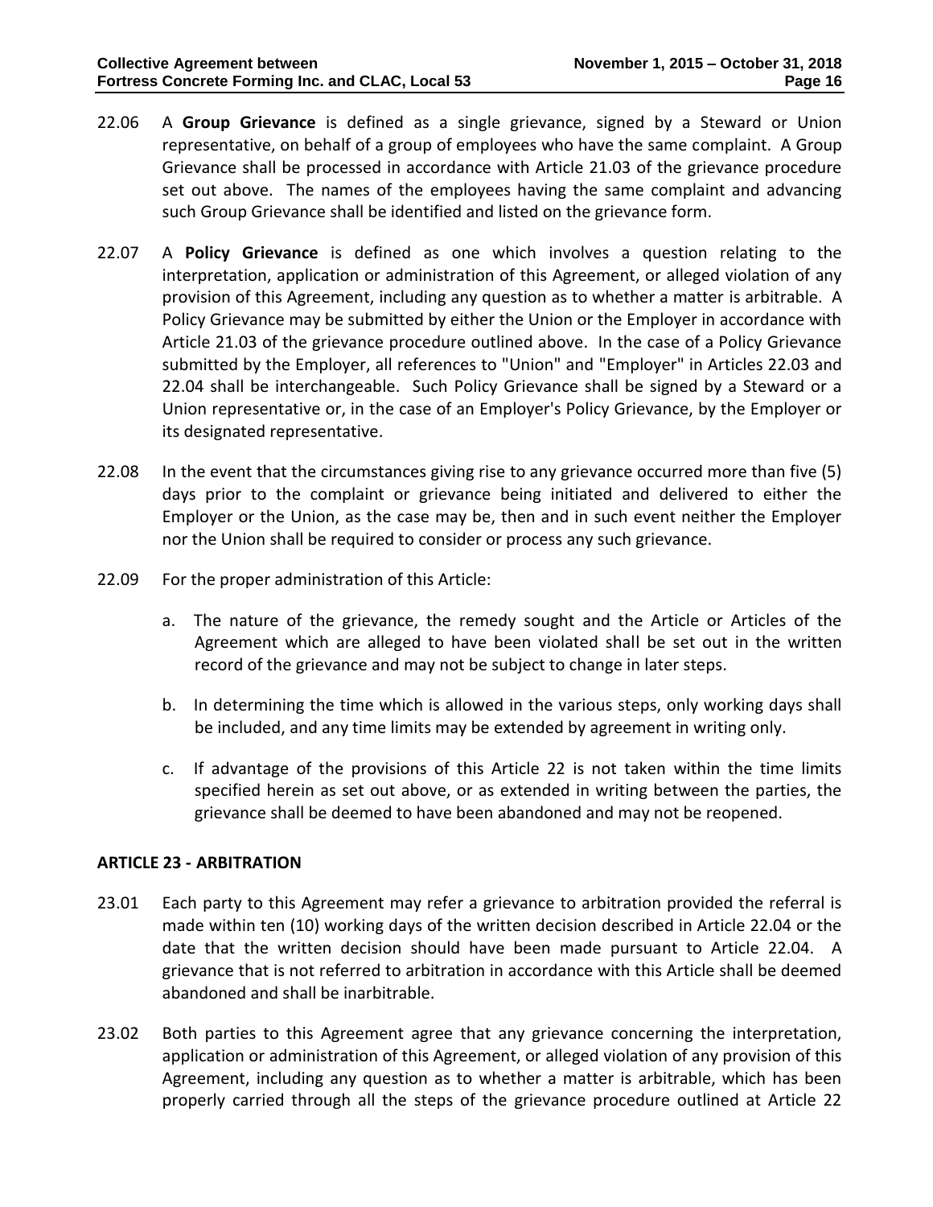22.06 A **Group Grievance** is defined as a single grievance, signed by a Steward or Union representative, on behalf of a group of employees who have the same complaint. A Group Grievance shall be processed in accordance with Article 21.03 of the grievance procedure set out above. The names of the employees having the same complaint and advancing such Group Grievance shall be identified and listed on the grievance form.

22.07 A **Policy Grievance** is defined as one which involves a question relating to the interpretation, application or administration of this Agreement, or alleged violation of any provision of this Agreement, including any question as to whether a matter is arbitrable. A Policy Grievance may be submitted by either the Union or the Employer in accordance with Article 21.03 of the grievance procedure outlined above. In the case of a Policy Grievance submitted by the Employer, all references to "Union" and "Employer" in Articles 22.03 and 22.04 shall be interchangeable. Such Policy Grievance shall be signed by a Steward or a Union representative or, in the case of an Employer's Policy Grievance, by the Employer or its designated representative.

22.08 In the event that the circumstances giving rise to any grievance occurred more than five (5) days prior to the complaint or grievance being initiated and delivered to either the Employer or the Union, as the case may be, then and in such event neither the Employer nor the Union shall be required to consider or process any such grievance.

22.09 For the proper administration of this Article:

a. The nature of the grievance, the remedy sought and the Article or Articles of the Agreement which are alleged to have been violated shall be set out in the written record of the grievance and may not be subject to change in later steps.

b. In determining the time which is allowed in the various steps, only working days shall be included, and any time limits may be extended by agreement in writing only.

c. If advantage of the provisions of this Article 22 is not taken within the time limits specified herein as set out above, or as extended in writing between the parties, the grievance shall be deemed to have been abandoned and may not be reopened.

## ARTICLE 23 - ARBITRATION

23.01 Each party to this Agreement may refer a grievance to arbitration provided the referral is made within ten (10) working days of the written decision described in Article 22.04 or the date that the written decision should have been made pursuant to Article 22.04. A grievance that is not referred to arbitration in accordance with this Article shall be deemed abandoned and shall be inarbitrable.

23.02 Both parties to this Agreement agree that any grievance concerning the interpretation, application or administration of this Agreement, or alleged violation of any provision of this Agreement, including any question as to whether a matter is arbitrable, which has been properly carried through all the steps of the grievance procedure outlined at Article 22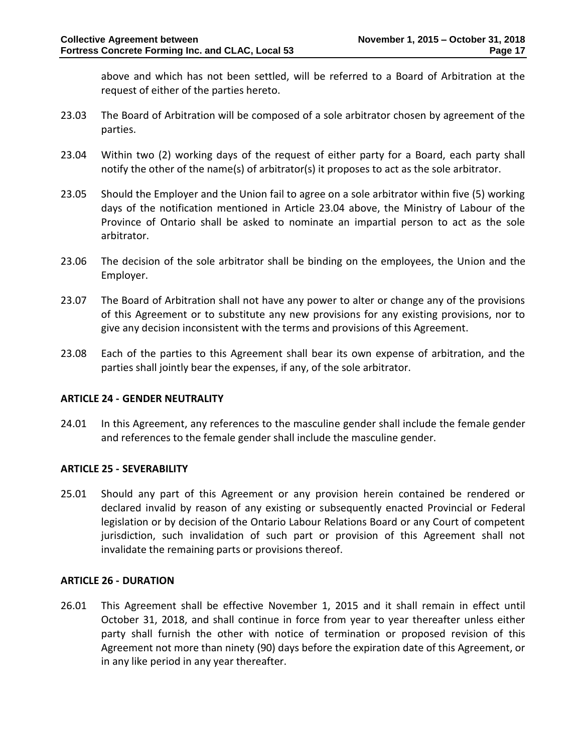above and which has not been settled, will be referred to a Board of Arbitration at the request of either of the parties hereto.

23.03 The Board of Arbitration will be composed of a sole arbitrator chosen by agreement of the parties.

23.04 Within two (2) working days of the request of either party for a Board, each party shall notify the other of the name(s) of arbitrator(s) it proposes to act as the sole arbitrator.

23.05 Should the Employer and the Union fail to agree on a sole arbitrator within five (5) working days of the notification mentioned in Article 23.04 above, the Ministry of Labour of the Province of Ontario shall be asked to nominate an impartial person to act as the sole arbitrator.

23.06 The decision of the sole arbitrator shall be binding on the employees, the Union and the Employer.

23.07 The Board of Arbitration shall not have any power to alter or change any of the provisions of this Agreement or to substitute any new provisions for any existing provisions, nor to give any decision inconsistent with the terms and provisions of this Agreement.

23.08 Each of the parties to this Agreement shall bear its own expense of arbitration, and the parties shall jointly bear the expenses, if any, of the sole arbitrator.

## ARTICLE 24 - GENDER NEUTRALITY

24.01 In this Agreement, any references to the masculine gender shall include the female gender and references to the female gender shall include the masculine gender.

## ARTICLE 25 - SEVERABILITY

25.01 Should any part of this Agreement or any provision herein contained be rendered or declared invalid by reason of any existing or subsequently enacted Provincial or Federal legislation or by decision of the Ontario Labour Relations Board or any Court of competent jurisdiction, such invalidation of such part or provision of this Agreement shall not invalidate the remaining parts or provisions thereof.

## ARTICLE 26 - DURATION

26.01 This Agreement shall be effective November 1, 2015 and it shall remain in effect until October 31, 2018, and shall continue in force from year to year thereafter unless either party shall furnish the other with notice of termination or proposed revision of this Agreement not more than ninety (90) days before the expiration date of this Agreement, or in any like period in any year thereafter.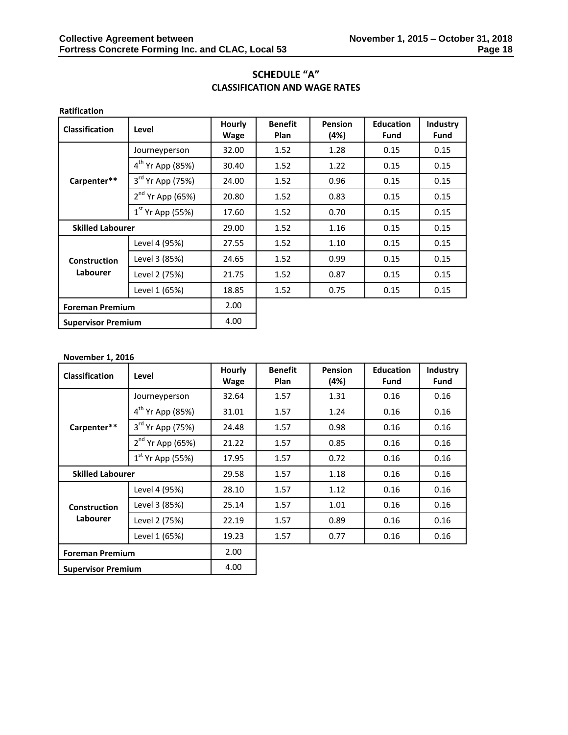## SCHEDULE "A"
### CLASSIFICATION AND WAGE RATES

**Ratification**

| Classification | Level | Hourly Wage | Benefit Plan | Pension (4%) | Education Fund | Industry Fund |
|---|---|---|---|---|---|---|
| **Carpenter**** | Journeyperson | 32.00 | 1.52 | 1.28 | 0.15 | 0.15 |
| | 4th Yr App (85%) | 30.40 | 1.52 | 1.22 | 0.15 | 0.15 |
| | 3rd Yr App (75%) | 24.00 | 1.52 | 0.96 | 0.15 | 0.15 |
| | 2nd Yr App (65%) | 20.80 | 1.52 | 0.83 | 0.15 | 0.15 |
| | 1st Yr App (55%) | 17.60 | 1.52 | 0.70 | 0.15 | 0.15 |
| **Skilled Labourer** | | 29.00 | 1.52 | 1.16 | 0.15 | 0.15 |
| **Construction Labourer** | Level 4 (95%) | 27.55 | 1.52 | 1.10 | 0.15 | 0.15 |
| | Level 3 (85%) | 24.65 | 1.52 | 0.99 | 0.15 | 0.15 |
| | Level 2 (75%) | 21.75 | 1.52 | 0.87 | 0.15 | 0.15 |
| | Level 1 (65%) | 18.85 | 1.52 | 0.75 | 0.15 | 0.15 |
| **Foreman Premium** | | 2.00 | | | | |
| **Supervisor Premium** | | 4.00 | | | | |

**November 1, 2016**

| Classification | Level | Hourly Wage | Benefit Plan | Pension (4%) | Education Fund | Industry Fund |
|---|---|---|---|---|---|---|
| **Carpenter**** | Journeyperson | 32.64 | 1.57 | 1.31 | 0.16 | 0.16 |
| | 4th Yr App (85%) | 31.01 | 1.57 | 1.24 | 0.16 | 0.16 |
| | 3rd Yr App (75%) | 24.48 | 1.57 | 0.98 | 0.16 | 0.16 |
| | 2nd Yr App (65%) | 21.22 | 1.57 | 0.85 | 0.16 | 0.16 |
| | 1st Yr App (55%) | 17.95 | 1.57 | 0.72 | 0.16 | 0.16 |
| **Skilled Labourer** | | 29.58 | 1.57 | 1.18 | 0.16 | 0.16 |
| **Construction Labourer** | Level 4 (95%) | 28.10 | 1.57 | 1.12 | 0.16 | 0.16 |
| | Level 3 (85%) | 25.14 | 1.57 | 1.01 | 0.16 | 0.16 |
| | Level 2 (75%) | 22.19 | 1.57 | 0.89 | 0.16 | 0.16 |
| | Level 1 (65%) | 19.23 | 1.57 | 0.77 | 0.16 | 0.16 |
| **Foreman Premium** | | 2.00 | | | | |
| **Supervisor Premium** | | 4.00 | | | | |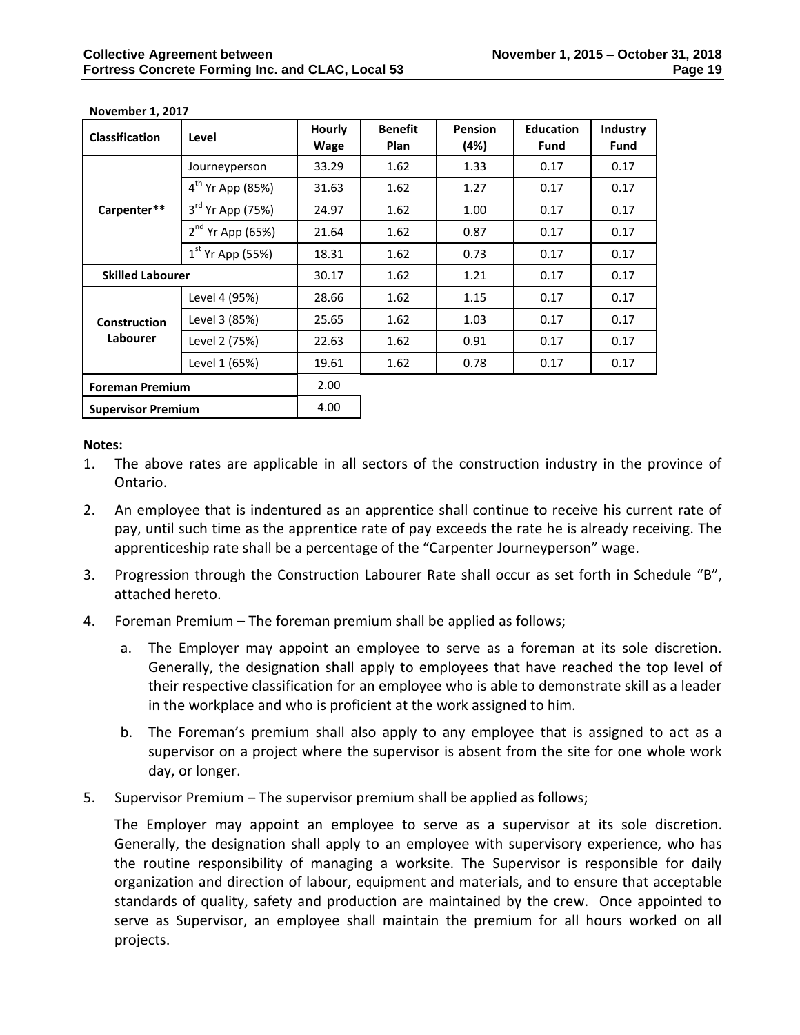**November 1, 2017**

| Classification | Level | Hourly Wage | Benefit Plan | Pension (4%) | Education Fund | Industry Fund |
|---|---|---|---|---|---|---|
| Carpenter** | Journeyperson | 33.29 | 1.62 | 1.33 | 0.17 | 0.17 |
| | 4th Yr App (85%) | 31.63 | 1.62 | 1.27 | 0.17 | 0.17 |
| | 3rd Yr App (75%) | 24.97 | 1.62 | 1.00 | 0.17 | 0.17 |
| | 2nd Yr App (65%) | 21.64 | 1.62 | 0.87 | 0.17 | 0.17 |
| | 1st Yr App (55%) | 18.31 | 1.62 | 0.73 | 0.17 | 0.17 |
| Skilled Labourer | | 30.17 | 1.62 | 1.21 | 0.17 | 0.17 |
| Construction Labourer | Level 4 (95%) | 28.66 | 1.62 | 1.15 | 0.17 | 0.17 |
| | Level 3 (85%) | 25.65 | 1.62 | 1.03 | 0.17 | 0.17 |
| | Level 2 (75%) | 22.63 | 1.62 | 0.91 | 0.17 | 0.17 |
| | Level 1 (65%) | 19.61 | 1.62 | 0.78 | 0.17 | 0.17 |
| Foreman Premium | | 2.00 | | | | |
| Supervisor Premium | | 4.00 | | | | |

**Notes:**

1. The above rates are applicable in all sectors of the construction industry in the province of Ontario.
2. An employee that is indentured as an apprentice shall continue to receive his current rate of pay, until such time as the apprentice rate of pay exceeds the rate he is already receiving. The apprenticeship rate shall be a percentage of the "Carpenter Journeyperson" wage.
3. Progression through the Construction Labourer Rate shall occur as set forth in Schedule "B", attached hereto.
4. Foreman Premium – The foreman premium shall be applied as follows;
   a. The Employer may appoint an employee to serve as a foreman at its sole discretion. Generally, the designation shall apply to employees that have reached the top level of their respective classification for an employee who is able to demonstrate skill as a leader in the workplace and who is proficient at the work assigned to him.
   b. The Foreman's premium shall also apply to any employee that is assigned to act as a supervisor on a project where the supervisor is absent from the site for one whole work day, or longer.
5. Supervisor Premium – The supervisor premium shall be applied as follows;

   The Employer may appoint an employee to serve as a supervisor at its sole discretion. Generally, the designation shall apply to an employee with supervisory experience, who has the routine responsibility of managing a worksite. The Supervisor is responsible for daily organization and direction of labour, equipment and materials, and to ensure that acceptable standards of quality, safety and production are maintained by the crew. Once appointed to serve as Supervisor, an employee shall maintain the premium for all hours worked on all projects.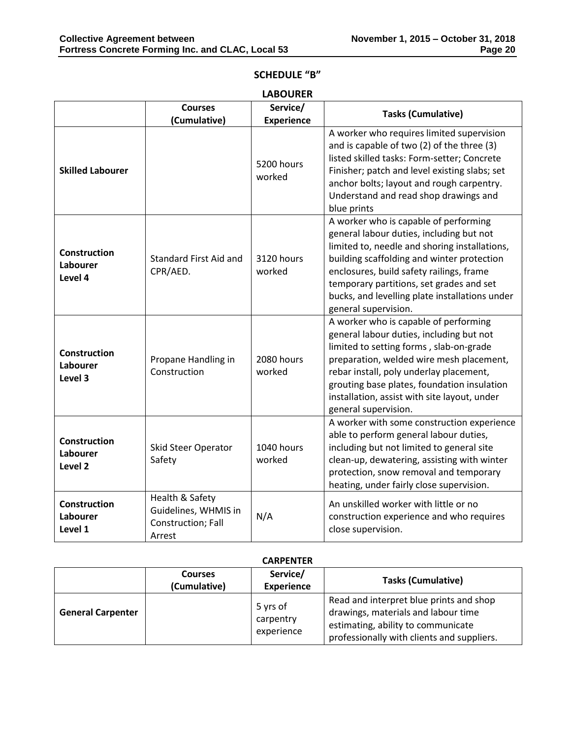## SCHEDULE "B"

### LABOURER

| | Courses (Cumulative) | Service/ Experience | Tasks (Cumulative) |
|---|---|---|---|
| **Skilled Labourer** | | 5200 hours worked | A worker who requires limited supervision and is capable of two (2) of the three (3) listed skilled tasks: Form-setter; Concrete Finisher; patch and level existing slabs; set anchor bolts; layout and rough carpentry. Understand and read shop drawings and blue prints |
| **Construction Labourer Level 4** | Standard First Aid and CPR/AED. | 3120 hours worked | A worker who is capable of performing general labour duties, including but not limited to, needle and shoring installations, building scaffolding and winter protection enclosures, build safety railings, frame temporary partitions, set grades and set bucks, and levelling plate installations under general supervision. |
| **Construction Labourer Level 3** | Propane Handling in Construction | 2080 hours worked | A worker who is capable of performing general labour duties, including but not limited to setting forms , slab-on-grade preparation, welded wire mesh placement, rebar install, poly underlay placement, grouting base plates, foundation insulation installation, assist with site layout, under general supervision. |
| **Construction Labourer Level 2** | Skid Steer Operator Safety | 1040 hours worked | A worker with some construction experience able to perform general labour duties, including but not limited to general site clean-up, dewatering, assisting with winter protection, snow removal and temporary heating, under fairly close supervision. |
| **Construction Labourer Level 1** | Health & Safety Guidelines, WHMIS in Construction; Fall Arrest | N/A | An unskilled worker with little or no construction experience and who requires close supervision. |

### CARPENTER

| | Courses (Cumulative) | Service/ Experience | Tasks (Cumulative) |
|---|---|---|---|
| **General Carpenter** | | 5 yrs of carpentry experience | Read and interpret blue prints and shop drawings, materials and labour time estimating, ability to communicate professionally with clients and suppliers. |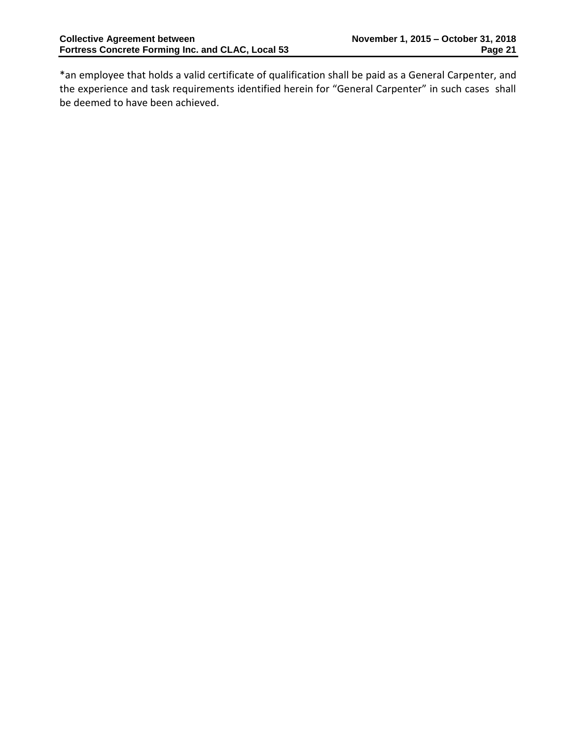*an employee that holds a valid certificate of qualification shall be paid as a General Carpenter, and the experience and task requirements identified herein for “General Carpenter” in such cases shall be deemed to have been achieved.